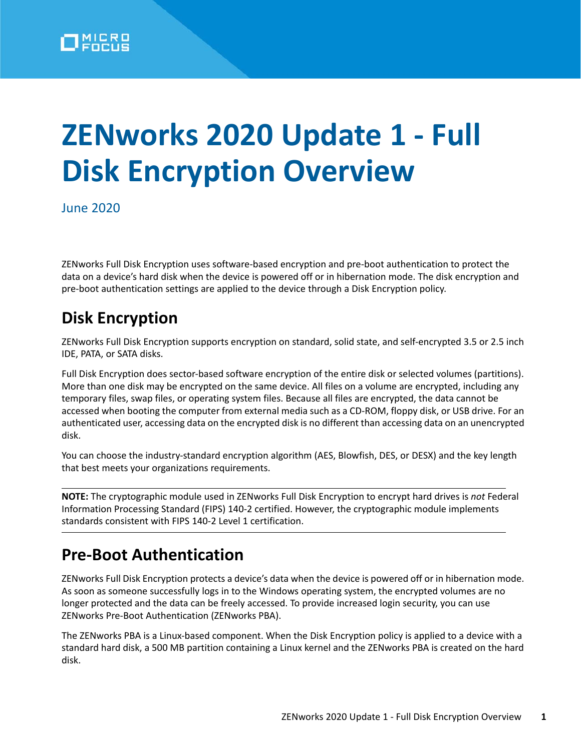# ZENworks 2020 Update 1 - Full Disk Encryption Overview

June 2020

ZENworks Full Disk Encryption uses software-based encryption and pre-boot authentication to protect the data on a device's hard disk when the device is powered off or in hibernation mode. The disk encryption and pre-boot authentication settings are applied to the device through a Disk Encryption policy.

## Disk Encryption

ZENworks Full Disk Encryption supports encryption on standard, solid state, and self-encrypted 3.5 or 2.5 inch IDE, PATA, or SATA disks.

Full Disk Encryption does sector-based software encryption of the entire disk or selected volumes (partitions). More than one disk may be encrypted on the same device. All files on a volume are encrypted, including any temporary files, swap files, or operating system files. Because all files are encrypted, the data cannot be accessed when booting the computer from external media such as a CD-ROM, floppy disk, or USB drive. For an authenticated user, accessing data on the encrypted disk is no different than accessing data on an unencrypted disk.

You can choose the industry-standard encryption algorithm (AES, Blowfish, DES, or DESX) and the key length that best meets your organizations requirements.

---

**NOTE:** The cryptographic module used in ZENworks Full Disk Encryption to encrypt hard drives is *not* Federal Information Processing Standard (FIPS) 140-2 certified. However, the cryptographic module implements standards consistent with FIPS 140-2 Level 1 certification.

---

## Pre-Boot Authentication

ZENworks Full Disk Encryption protects a device's data when the device is powered off or in hibernation mode. As soon as someone successfully logs in to the Windows operating system, the encrypted volumes are no longer protected and the data can be freely accessed. To provide increased login security, you can use ZENworks Pre-Boot Authentication (ZENworks PBA).

The ZENworks PBA is a Linux-based component. When the Disk Encryption policy is applied to a device with a standard hard disk, a 500 MB partition containing a Linux kernel and the ZENworks PBA is created on the hard disk.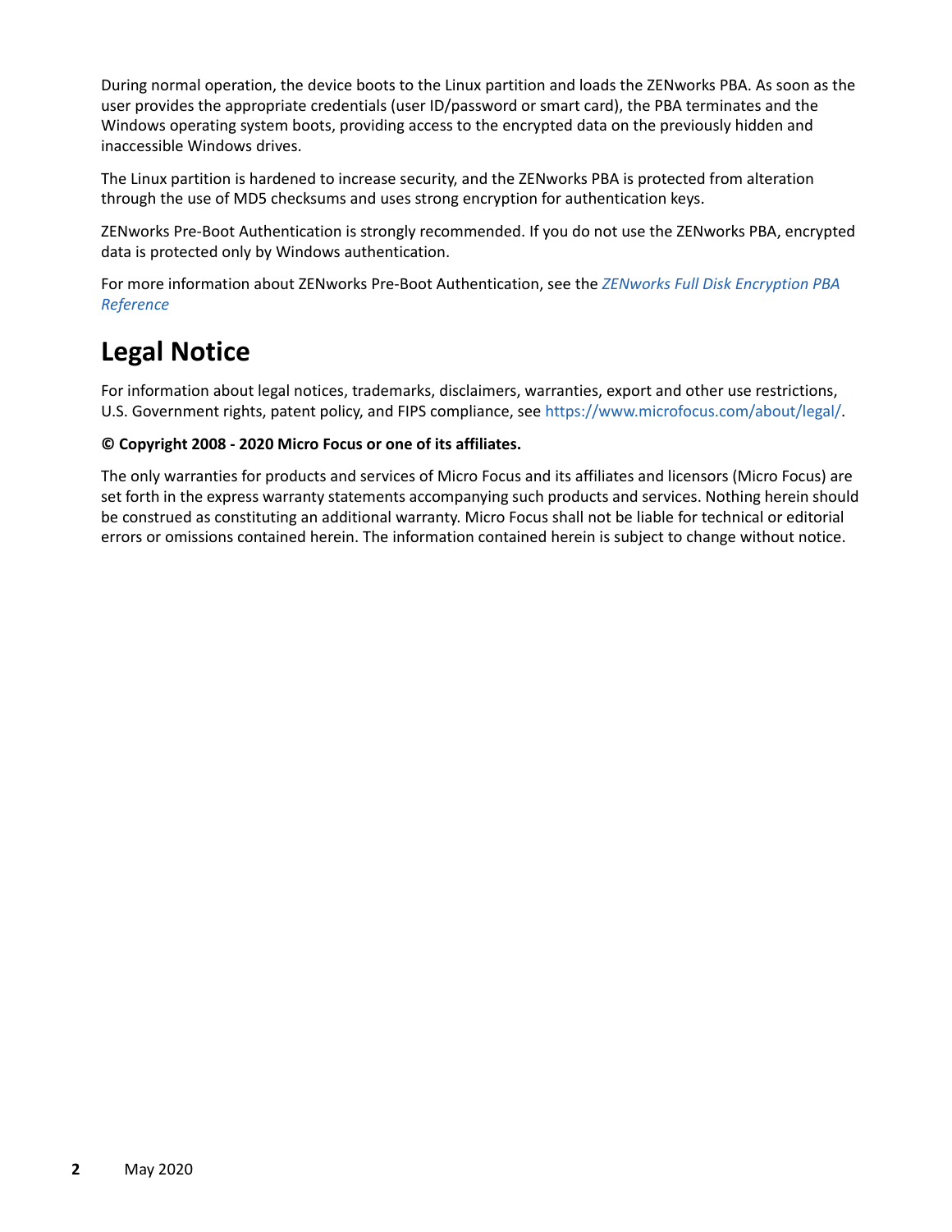During normal operation, the device boots to the Linux partition and loads the ZENworks PBA. As soon as the user provides the appropriate credentials (user ID/password or smart card), the PBA terminates and the Windows operating system boots, providing access to the encrypted data on the previously hidden and inaccessible Windows drives.

The Linux partition is hardened to increase security, and the ZENworks PBA is protected from alteration through the use of MD5 checksums and uses strong encryption for authentication keys.

ZENworks Pre-Boot Authentication is strongly recommended. If you do not use the ZENworks PBA, encrypted data is protected only by Windows authentication.

For more information about ZENworks Pre-Boot Authentication, see the *ZENworks Full Disk Encryption PBA Reference*

## Legal Notice

For information about legal notices, trademarks, disclaimers, warranties, export and other use restrictions, U.S. Government rights, patent policy, and FIPS compliance, see https://www.microfocus.com/about/legal/.

**© Copyright 2008 - 2020 Micro Focus or one of its affiliates.**

The only warranties for products and services of Micro Focus and its affiliates and licensors (Micro Focus) are set forth in the express warranty statements accompanying such products and services. Nothing herein should be construed as constituting an additional warranty. Micro Focus shall not be liable for technical or editorial errors or omissions contained herein. The information contained herein is subject to change without notice.